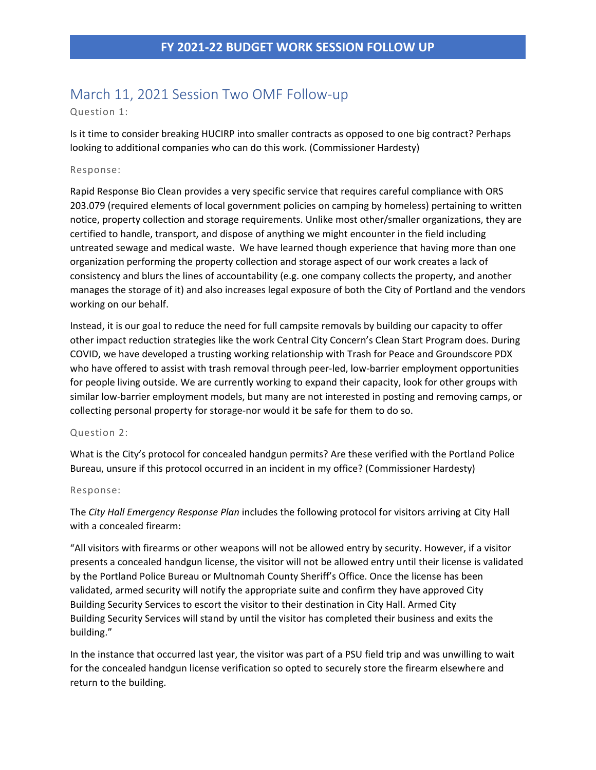# FY 2021-22 BUDGET WORK SESSION FOLLOW UP

## March 11, 2021 Session Two OMF Follow-up

### Question 1:

Is it time to consider breaking HUCIRP into smaller contracts as opposed to one big contract? Perhaps looking to additional companies who can do this work. (Commissioner Hardesty)

### Response:

Rapid Response Bio Clean provides a very specific service that requires careful compliance with ORS 203.079 (required elements of local government policies on camping by homeless) pertaining to written notice, property collection and storage requirements. Unlike most other/smaller organizations, they are certified to handle, transport, and dispose of anything we might encounter in the field including untreated sewage and medical waste. We have learned though experience that having more than one organization performing the property collection and storage aspect of our work creates a lack of consistency and blurs the lines of accountability (e.g. one company collects the property, and another manages the storage of it) and also increases legal exposure of both the City of Portland and the vendors working on our behalf.

Instead, it is our goal to reduce the need for full campsite removals by building our capacity to offer other impact reduction strategies like the work Central City Concern's Clean Start Program does. During COVID, we have developed a trusting working relationship with Trash for Peace and Groundscore PDX who have offered to assist with trash removal through peer-led, low-barrier employment opportunities for people living outside. We are currently working to expand their capacity, look for other groups with similar low-barrier employment models, but many are not interested in posting and removing camps, or collecting personal property for storage-nor would it be safe for them to do so.

### Question 2:

What is the City's protocol for concealed handgun permits? Are these verified with the Portland Police Bureau, unsure if this protocol occurred in an incident in my office? (Commissioner Hardesty)

### Response:

The *City Hall Emergency Response Plan* includes the following protocol for visitors arriving at City Hall with a concealed firearm:

"All visitors with firearms or other weapons will not be allowed entry by security. However, if a visitor presents a concealed handgun license, the visitor will not be allowed entry until their license is validated by the Portland Police Bureau or Multnomah County Sheriff's Office. Once the license has been validated, armed security will notify the appropriate suite and confirm they have approved City Building Security Services to escort the visitor to their destination in City Hall. Armed City Building Security Services will stand by until the visitor has completed their business and exits the building."

In the instance that occurred last year, the visitor was part of a PSU field trip and was unwilling to wait for the concealed handgun license verification so opted to securely store the firearm elsewhere and return to the building.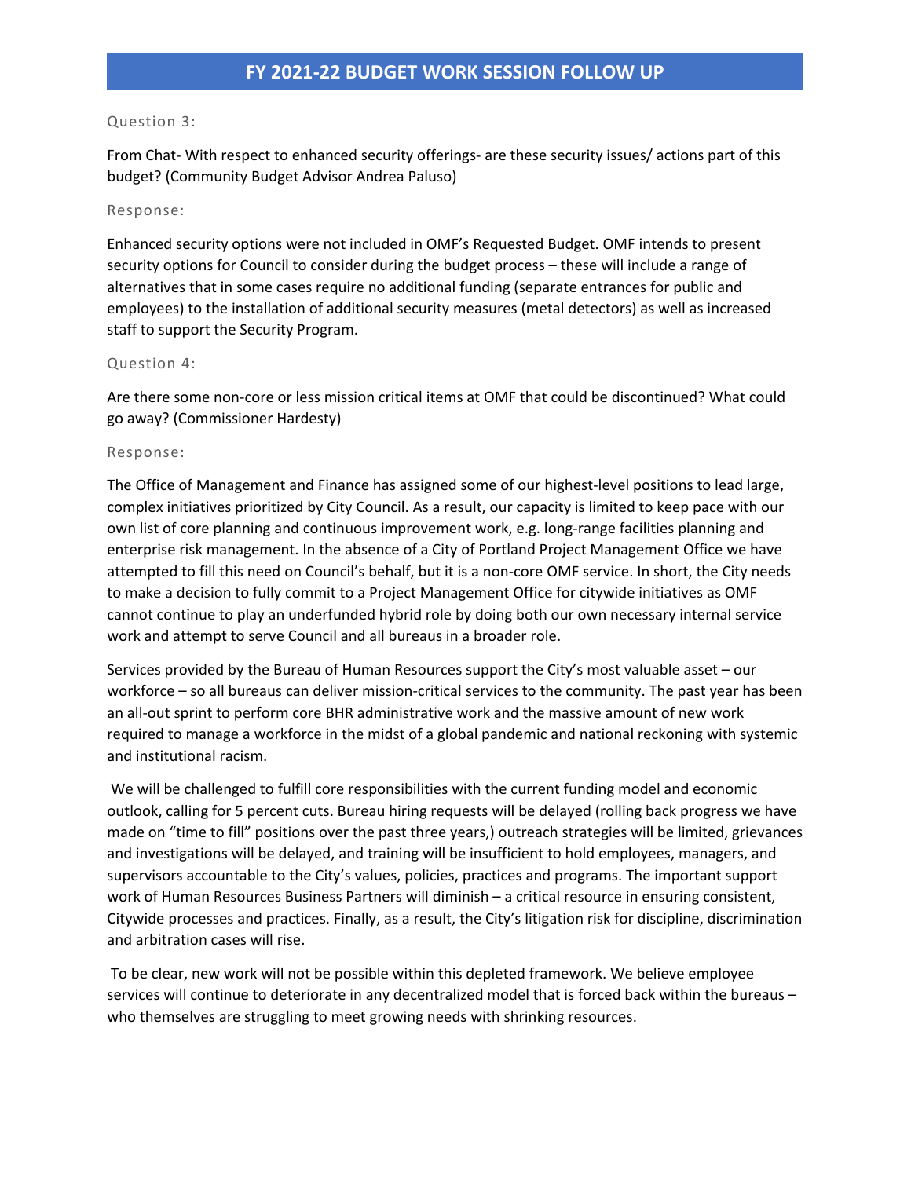## FY 2021-22 BUDGET WORK SESSION FOLLOW UP

Question 3:

From Chat- With respect to enhanced security offerings- are these security issues/ actions part of this budget? (Community Budget Advisor Andrea Paluso)

Response:

Enhanced security options were not included in OMF's Requested Budget. OMF intends to present security options for Council to consider during the budget process – these will include a range of alternatives that in some cases require no additional funding (separate entrances for public and employees) to the installation of additional security measures (metal detectors) as well as increased staff to support the Security Program.

Question 4:

Are there some non-core or less mission critical items at OMF that could be discontinued? What could go away? (Commissioner Hardesty)

Response:

The Office of Management and Finance has assigned some of our highest-level positions to lead large, complex initiatives prioritized by City Council. As a result, our capacity is limited to keep pace with our own list of core planning and continuous improvement work, e.g. long-range facilities planning and enterprise risk management. In the absence of a City of Portland Project Management Office we have attempted to fill this need on Council's behalf, but it is a non-core OMF service. In short, the City needs to make a decision to fully commit to a Project Management Office for citywide initiatives as OMF cannot continue to play an underfunded hybrid role by doing both our own necessary internal service work and attempt to serve Council and all bureaus in a broader role.

Services provided by the Bureau of Human Resources support the City's most valuable asset – our workforce – so all bureaus can deliver mission-critical services to the community. The past year has been an all-out sprint to perform core BHR administrative work and the massive amount of new work required to manage a workforce in the midst of a global pandemic and national reckoning with systemic and institutional racism.

We will be challenged to fulfill core responsibilities with the current funding model and economic outlook, calling for 5 percent cuts. Bureau hiring requests will be delayed (rolling back progress we have made on "time to fill" positions over the past three years,) outreach strategies will be limited, grievances and investigations will be delayed, and training will be insufficient to hold employees, managers, and supervisors accountable to the City's values, policies, practices and programs. The important support work of Human Resources Business Partners will diminish – a critical resource in ensuring consistent, Citywide processes and practices. Finally, as a result, the City's litigation risk for discipline, discrimination and arbitration cases will rise.

To be clear, new work will not be possible within this depleted framework. We believe employee services will continue to deteriorate in any decentralized model that is forced back within the bureaus – who themselves are struggling to meet growing needs with shrinking resources.